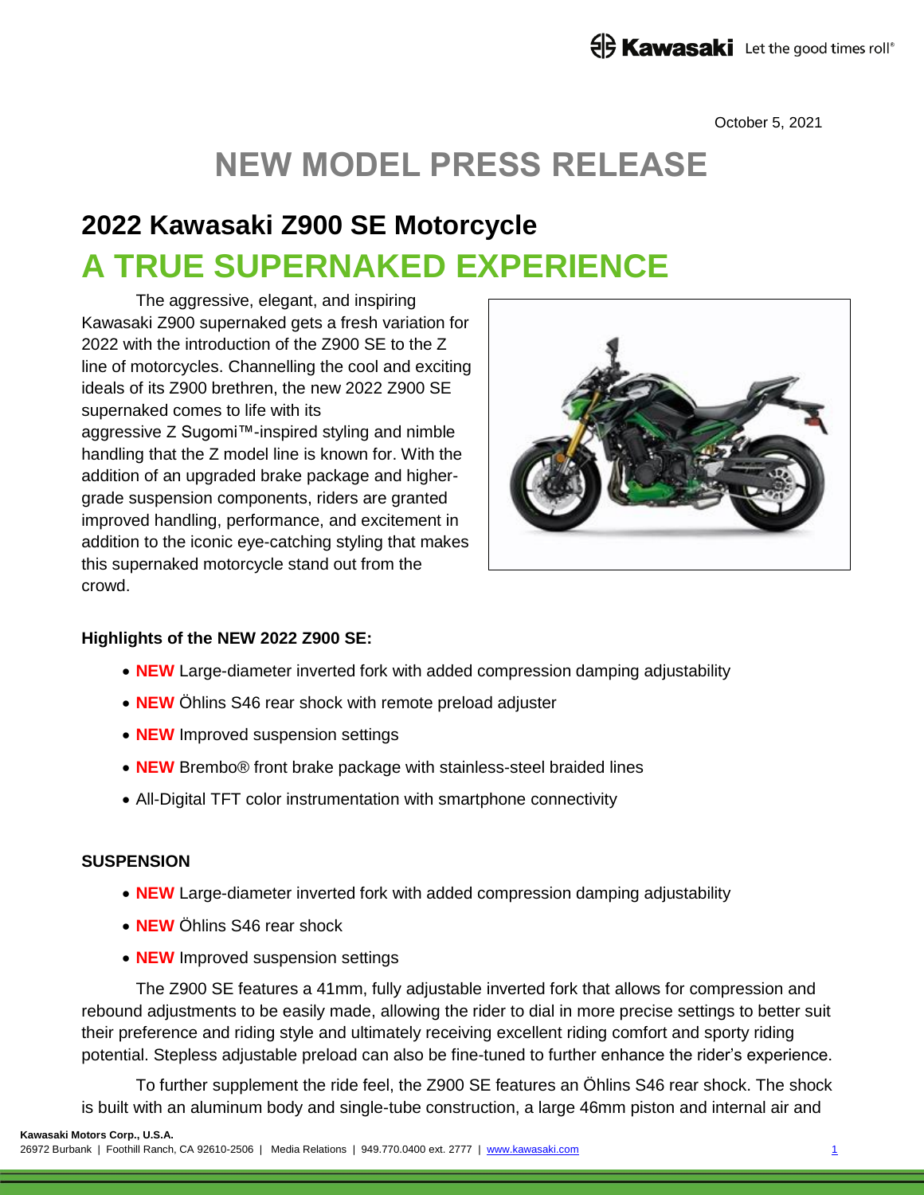October 5, 2021

# NEW MODEL PRESS RELEASE

## 2022 Kawasaki Z900 SE Motorcycle

## A TRUE SUPERNAKED EXPERIENCE

The aggressive, elegant, and inspiring Kawasaki Z900 supernaked gets a fresh variation for 2022 with the introduction of the Z900 SE to the Z line of motorcycles. Channelling the cool and exciting ideals of its Z900 brethren, the new 2022 Z900 SE supernaked comes to life with its aggressive Z Sugomi™-inspired styling and nimble handling that the Z model line is known for. With the addition of an upgraded brake package and higher-grade suspension components, riders are granted improved handling, performance, and excitement in addition to the iconic eye-catching styling that makes this supernaked motorcycle stand out from the crowd.

**Highlights of the NEW 2022 Z900 SE:**

- **NEW** Large-diameter inverted fork with added compression damping adjustability
- **NEW** Öhlins S46 rear shock with remote preload adjuster
- **NEW** Improved suspension settings
- **NEW** Brembo® front brake package with stainless-steel braided lines
- All-Digital TFT color instrumentation with smartphone connectivity

**SUSPENSION**

- **NEW** Large-diameter inverted fork with added compression damping adjustability
- **NEW** Öhlins S46 rear shock
- **NEW** Improved suspension settings

The Z900 SE features a 41mm, fully adjustable inverted fork that allows for compression and rebound adjustments to be easily made, allowing the rider to dial in more precise settings to better suit their preference and riding style and ultimately receiving excellent riding comfort and sporty riding potential. Stepless adjustable preload can also be fine-tuned to further enhance the rider's experience.

To further supplement the ride feel, the Z900 SE features an Öhlins S46 rear shock. The shock is built with an aluminum body and single-tube construction, a large 46mm piston and internal air and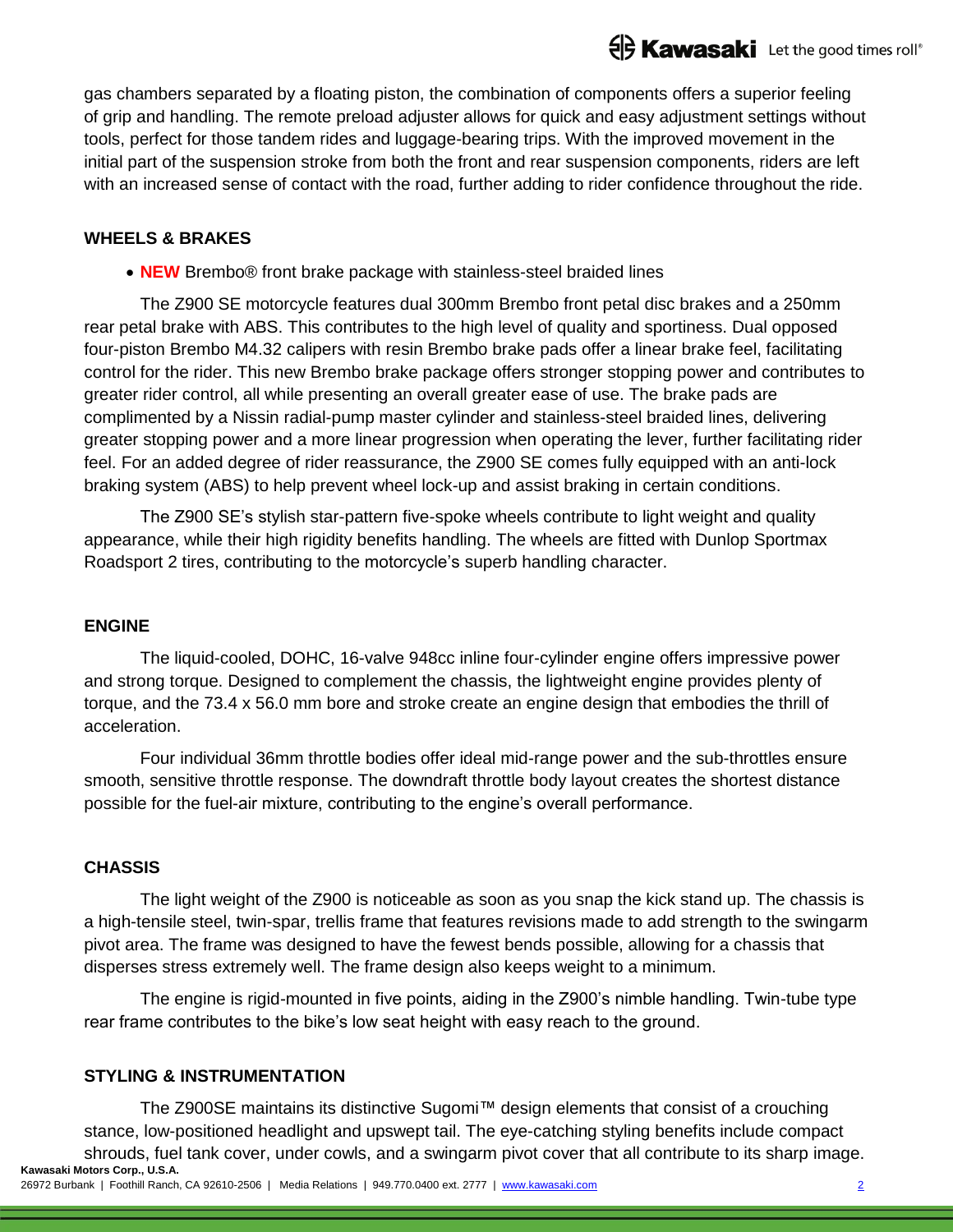gas chambers separated by a floating piston, the combination of components offers a superior feeling of grip and handling. The remote preload adjuster allows for quick and easy adjustment settings without tools, perfect for those tandem rides and luggage-bearing trips. With the improved movement in the initial part of the suspension stroke from both the front and rear suspension components, riders are left with an increased sense of contact with the road, further adding to rider confidence throughout the ride.

### WHEELS & BRAKES

- **NEW** Brembo® front brake package with stainless-steel braided lines

The Z900 SE motorcycle features dual 300mm Brembo front petal disc brakes and a 250mm rear petal brake with ABS. This contributes to the high level of quality and sportiness. Dual opposed four-piston Brembo M4.32 calipers with resin Brembo brake pads offer a linear brake feel, facilitating control for the rider. This new Brembo brake package offers stronger stopping power and contributes to greater rider control, all while presenting an overall greater ease of use. The brake pads are complimented by a Nissin radial-pump master cylinder and stainless-steel braided lines, delivering greater stopping power and a more linear progression when operating the lever, further facilitating rider feel. For an added degree of rider reassurance, the Z900 SE comes fully equipped with an anti-lock braking system (ABS) to help prevent wheel lock-up and assist braking in certain conditions.

The Z900 SE's stylish star-pattern five-spoke wheels contribute to light weight and quality appearance, while their high rigidity benefits handling. The wheels are fitted with Dunlop Sportmax Roadsport 2 tires, contributing to the motorcycle's superb handling character.

### ENGINE

The liquid-cooled, DOHC, 16-valve 948cc inline four-cylinder engine offers impressive power and strong torque. Designed to complement the chassis, the lightweight engine provides plenty of torque, and the 73.4 x 56.0 mm bore and stroke create an engine design that embodies the thrill of acceleration.

Four individual 36mm throttle bodies offer ideal mid-range power and the sub-throttles ensure smooth, sensitive throttle response. The downdraft throttle body layout creates the shortest distance possible for the fuel-air mixture, contributing to the engine's overall performance.

### CHASSIS

The light weight of the Z900 is noticeable as soon as you snap the kick stand up. The chassis is a high-tensile steel, twin-spar, trellis frame that features revisions made to add strength to the swingarm pivot area. The frame was designed to have the fewest bends possible, allowing for a chassis that disperses stress extremely well. The frame design also keeps weight to a minimum.

The engine is rigid-mounted in five points, aiding in the Z900's nimble handling. Twin-tube type rear frame contributes to the bike's low seat height with easy reach to the ground.

### STYLING & INSTRUMENTATION

The Z900SE maintains its distinctive Sugomi™ design elements that consist of a crouching stance, low-positioned headlight and upswept tail. The eye-catching styling benefits include compact shrouds, fuel tank cover, under cowls, and a swingarm pivot cover that all contribute to its sharp image.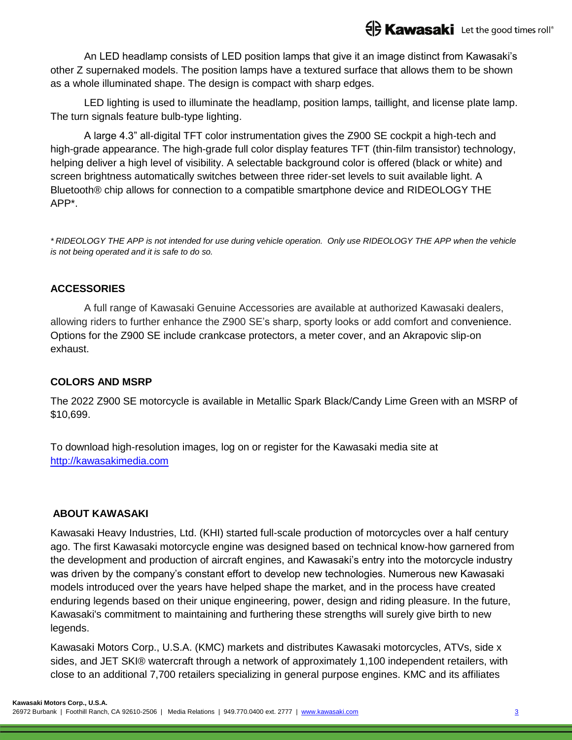An LED headlamp consists of LED position lamps that give it an image distinct from Kawasaki's other Z supernaked models. The position lamps have a textured surface that allows them to be shown as a whole illuminated shape. The design is compact with sharp edges.

LED lighting is used to illuminate the headlamp, position lamps, taillight, and license plate lamp. The turn signals feature bulb-type lighting.

A large 4.3" all-digital TFT color instrumentation gives the Z900 SE cockpit a high-tech and high-grade appearance. The high-grade full color display features TFT (thin-film transistor) technology, helping deliver a high level of visibility. A selectable background color is offered (black or white) and screen brightness automatically switches between three rider-set levels to suit available light. A Bluetooth® chip allows for connection to a compatible smartphone device and RIDEOLOGY THE APP*.

*\* RIDEOLOGY THE APP is not intended for use during vehicle operation. Only use RIDEOLOGY THE APP when the vehicle is not being operated and it is safe to do so.*

## ACCESSORIES

A full range of Kawasaki Genuine Accessories are available at authorized Kawasaki dealers, allowing riders to further enhance the Z900 SE's sharp, sporty looks or add comfort and convenience. Options for the Z900 SE include crankcase protectors, a meter cover, and an Akrapovic slip-on exhaust.

## COLORS AND MSRP

The 2022 Z900 SE motorcycle is available in Metallic Spark Black/Candy Lime Green with an MSRP of $10,699.

To download high-resolution images, log on or register for the Kawasaki media site at [http://kawasakimedia.com](http://kawasakimedia.com)

## ABOUT KAWASAKI

Kawasaki Heavy Industries, Ltd. (KHI) started full-scale production of motorcycles over a half century ago. The first Kawasaki motorcycle engine was designed based on technical know-how garnered from the development and production of aircraft engines, and Kawasaki's entry into the motorcycle industry was driven by the company's constant effort to develop new technologies. Numerous new Kawasaki models introduced over the years have helped shape the market, and in the process have created enduring legends based on their unique engineering, power, design and riding pleasure. In the future, Kawasaki's commitment to maintaining and furthering these strengths will surely give birth to new legends.

Kawasaki Motors Corp., U.S.A. (KMC) markets and distributes Kawasaki motorcycles, ATVs, side x sides, and JET SKI® watercraft through a network of approximately 1,100 independent retailers, with close to an additional 7,700 retailers specializing in general purpose engines. KMC and its affiliates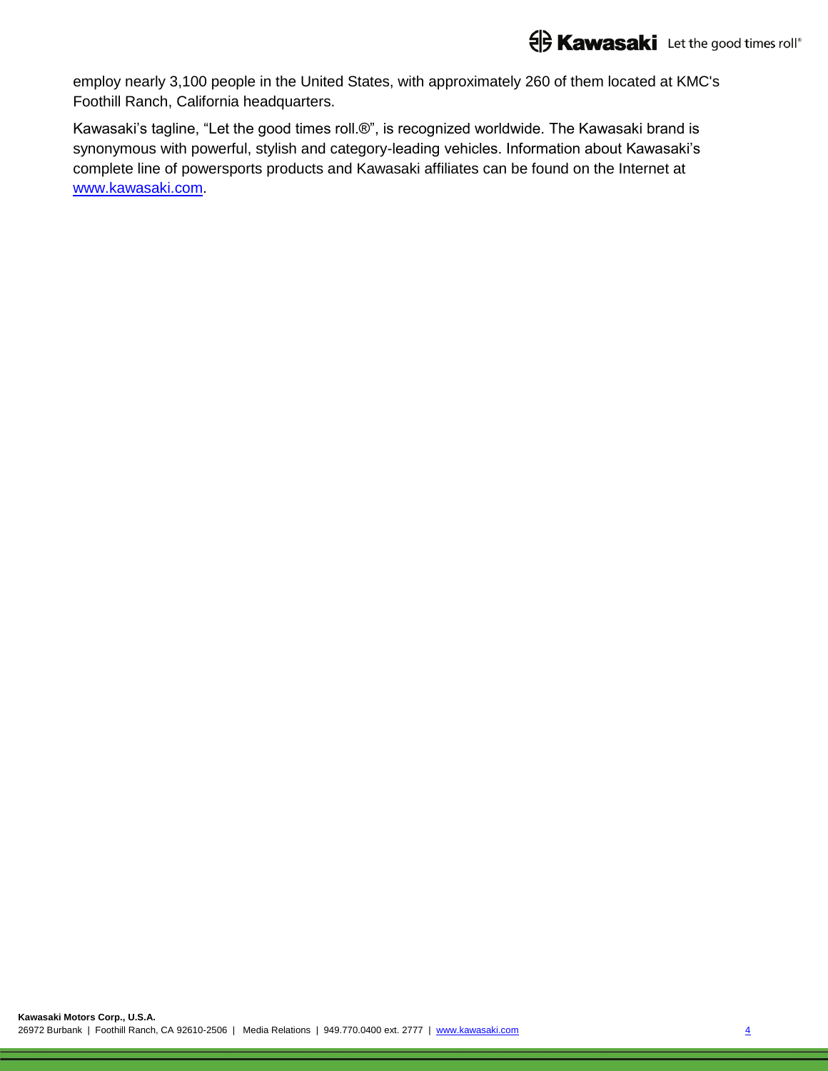employ nearly 3,100 people in the United States, with approximately 260 of them located at KMC's Foothill Ranch, California headquarters.

Kawasaki's tagline, "Let the good times roll.®", is recognized worldwide. The Kawasaki brand is synonymous with powerful, stylish and category-leading vehicles. Information about Kawasaki's complete line of powersports products and Kawasaki affiliates can be found on the Internet at www.kawasaki.com.